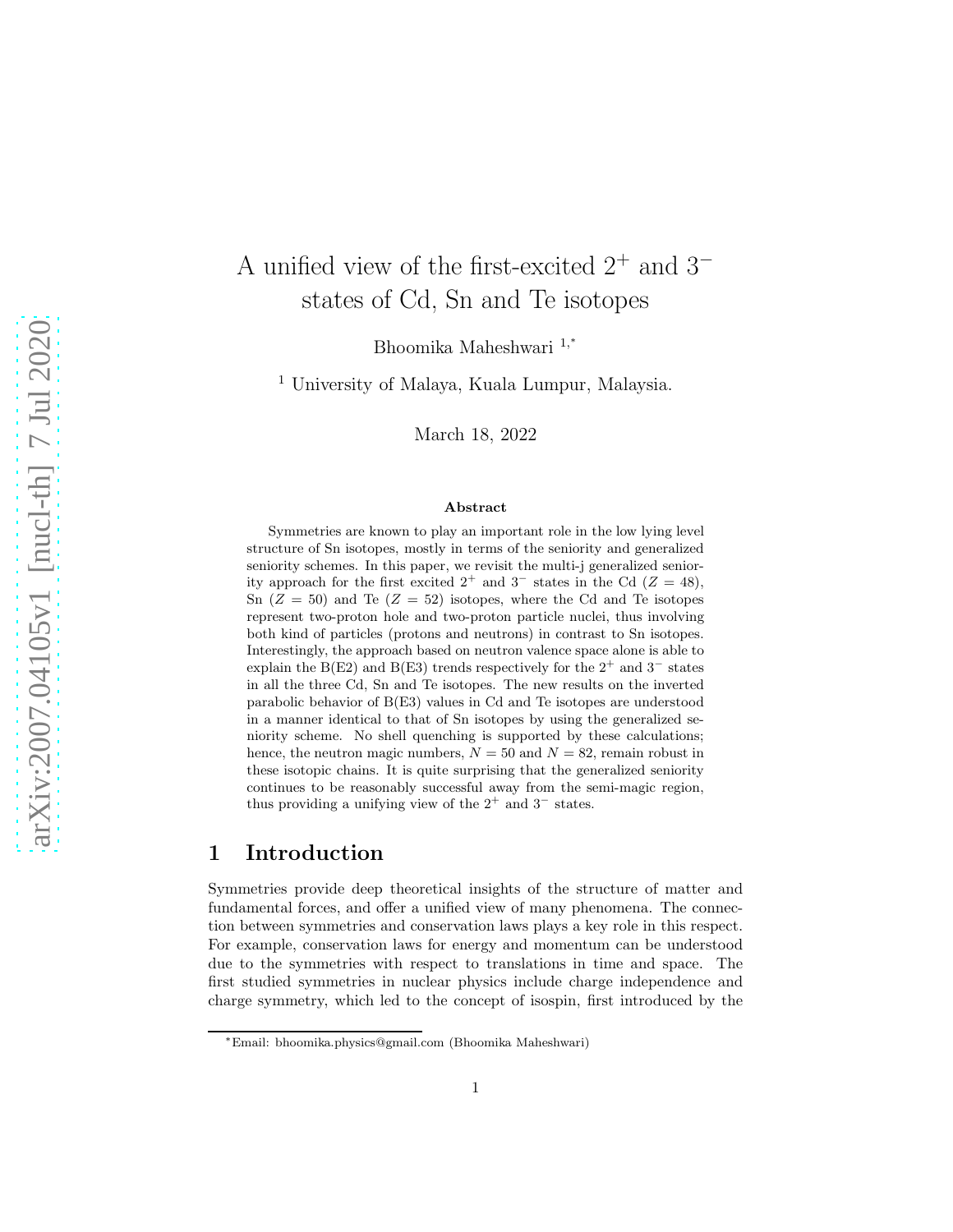# A unified view of the first-excited $2^+$ and $3^-$ states of Cd, Sn and Te isotopes

Bhoomika Maheshwari [1,*]

[1] University of Malaya, Kuala Lumpur, Malaysia.

March 18, 2022

### Abstract

Symmetries are known to play an important role in the low lying level structure of Sn isotopes, mostly in terms of the seniority and generalized seniority schemes. In this paper, we revisit the multi-j generalized seniority approach for the first excited $2^+$ and $3^-$ states in the Cd ($Z = 48$), Sn ($Z = 50$) and Te ($Z = 52$) isotopes, where the Cd and Te isotopes represent two-proton hole and two-proton particle nuclei, thus involving both kind of particles (protons and neutrons) in contrast to Sn isotopes. Interestingly, the approach based on neutron valence space alone is able to explain the B(E2) and B(E3) trends respectively for the $2^+$ and $3^-$ states in all the three Cd, Sn and Te isotopes. The new results on the inverted parabolic behavior of B(E3) values in Cd and Te isotopes are understood in a manner identical to that of Sn isotopes by using the generalized seniority scheme. No shell quenching is supported by these calculations; hence, the neutron magic numbers, $N = 50$ and $N = 82$, remain robust in these isotopic chains. It is quite surprising that the generalized seniority continues to be reasonably successful away from the semi-magic region, thus providing a unifying view of the $2^+$ and $3^-$ states.

## 1 Introduction

Symmetries provide deep theoretical insights of the structure of matter and fundamental forces, and offer a unified view of many phenomena. The connection between symmetries and conservation laws plays a key role in this respect. For example, conservation laws for energy and momentum can be understood due to the symmetries with respect to translations in time and space. The first studied symmetries in nuclear physics include charge independence and charge symmetry, which led to the concept of isospin, first introduced by the

*Email: bhoomika.physics@gmail.com (Bhoomika Maheshwari)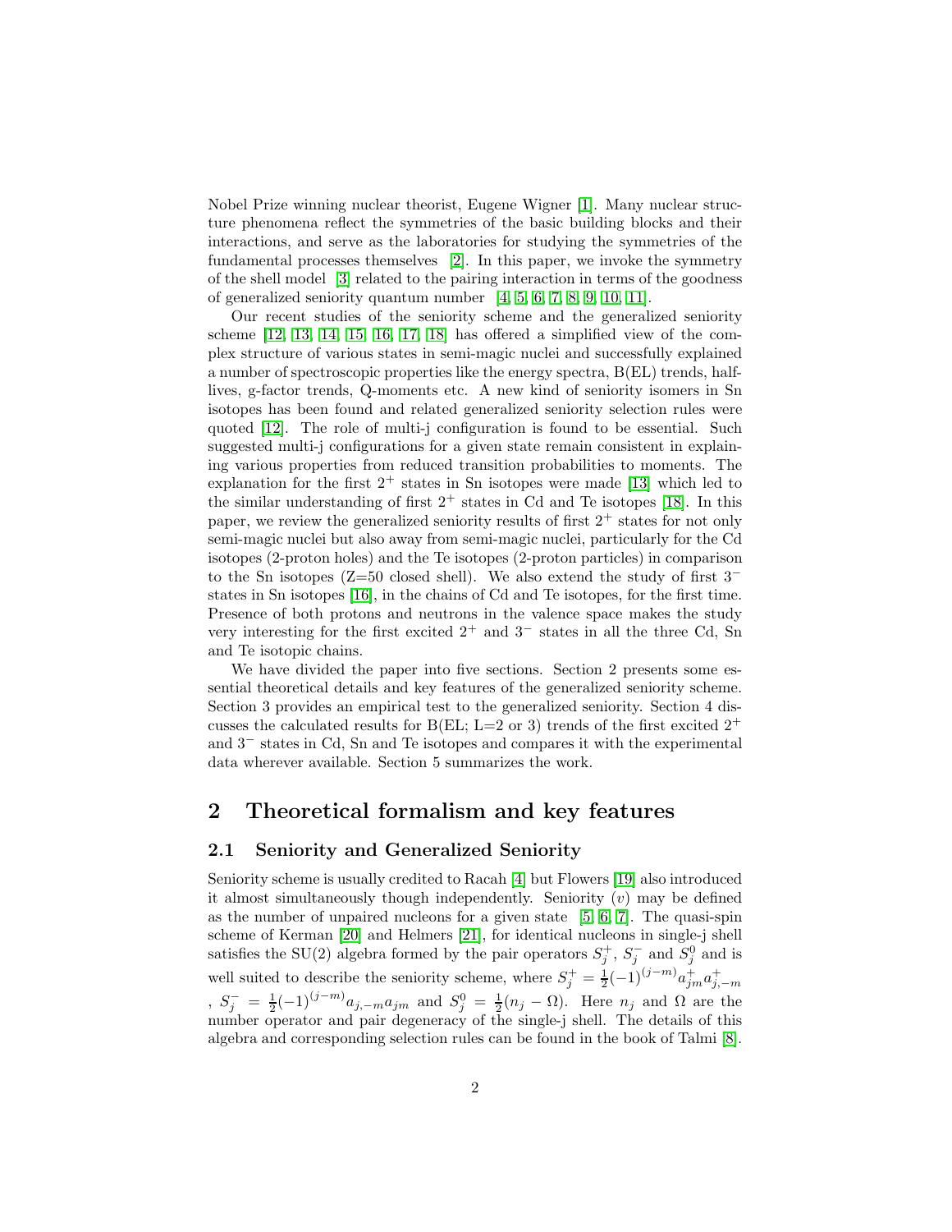Nobel Prize winning nuclear theorist, Eugene Wigner [1]. Many nuclear structure phenomena reflect the symmetries of the basic building blocks and their interactions, and serve as the laboratories for studying the symmetries of the fundamental processes themselves [2]. In this paper, we invoke the symmetry of the shell model [3] related to the pairing interaction in terms of the goodness of generalized seniority quantum number [4, 5, 6, 7, 8, 9, 10, 11].

Our recent studies of the seniority scheme and the generalized seniority scheme [12, 13, 14, 15, 16, 17, 18] has offered a simplified view of the complex structure of various states in semi-magic nuclei and successfully explained a number of spectroscopic properties like the energy spectra, B(EL) trends, half-lives, g-factor trends, Q-moments etc. A new kind of seniority isomers in Sn isotopes has been found and related generalized seniority selection rules were quoted [12]. The role of multi-j configuration is found to be essential. Such suggested multi-j configurations for a given state remain consistent in explaining various properties from reduced transition probabilities to moments. The explanation for the first $2^+$ states in Sn isotopes were made [13] which led to the similar understanding of first $2^+$ states in Cd and Te isotopes [18]. In this paper, we review the generalized seniority results of first $2^+$ states for not only semi-magic nuclei but also away from semi-magic nuclei, particularly for the Cd isotopes (2-proton holes) and the Te isotopes (2-proton particles) in comparison to the Sn isotopes (Z=50 closed shell). We also extend the study of first $3^-$ states in Sn isotopes [16], in the chains of Cd and Te isotopes, for the first time. Presence of both protons and neutrons in the valence space makes the study very interesting for the first excited $2^+$ and $3^-$ states in all the three Cd, Sn and Te isotopic chains.

We have divided the paper into five sections. Section 2 presents some essential theoretical details and key features of the generalized seniority scheme. Section 3 provides an empirical test to the generalized seniority. Section 4 discusses the calculated results for B(EL; L=2 or 3) trends of the first excited $2^+$ and $3^-$ states in Cd, Sn and Te isotopes and compares it with the experimental data wherever available. Section 5 summarizes the work.

## 2 Theoretical formalism and key features

### 2.1 Seniority and Generalized Seniority

Seniority scheme is usually credited to Racah [4] but Flowers [19] also introduced it almost simultaneously though independently. Seniority ($v$) may be defined as the number of unpaired nucleons for a given state [5, 6, 7]. The quasi-spin scheme of Kerman [20] and Helmers [21], for identical nucleons in single-j shell satisfies the SU(2) algebra formed by the pair operators $S_j^+$, $S_j^-$ and $S_j^0$ and is well suited to describe the seniority scheme, where $S_j^+ = \frac{1}{2}(-1)^{(j-m)} a_{jm}^+ a_{j,-m}^+$, $S_j^- = \frac{1}{2}(-1)^{(j-m)} a_{j,-m} a_{jm}$ and $S_j^0 = \frac{1}{2}(n_j - \Omega)$. Here $n_j$ and $\Omega$ are the number operator and pair degeneracy of the single-j shell. The details of this algebra and corresponding selection rules can be found in the book of Talmi [8].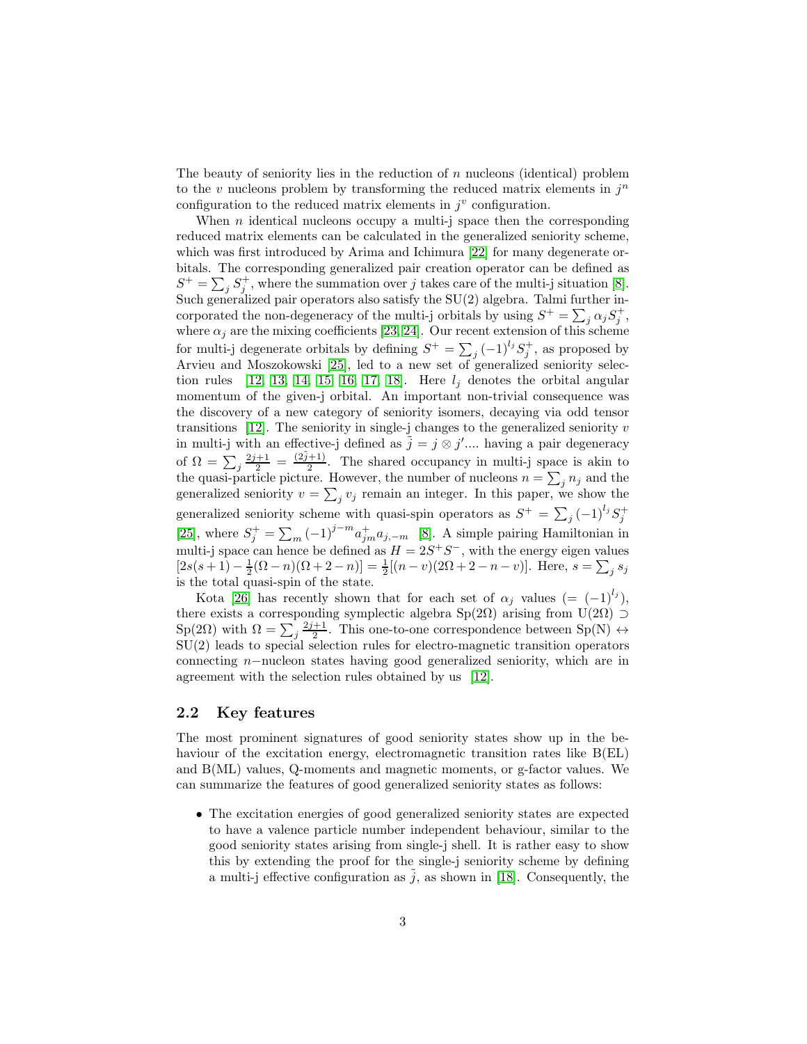The beauty of seniority lies in the reduction of $n$ nucleons (identical) problem to the $v$ nucleons problem by transforming the reduced matrix elements in $j^n$ configuration to the reduced matrix elements in $j^v$ configuration.

When $n$ identical nucleons occupy a multi-j space then the corresponding reduced matrix elements can be calculated in the generalized seniority scheme, which was first introduced by Arima and Ichimura [22] for many degenerate orbitals. The corresponding generalized pair creation operator can be defined as $S^+ = \sum_j S_j^+$, where the summation over $j$ takes care of the multi-j situation [8]. Such generalized pair operators also satisfy the SU(2) algebra. Talmi further incorporated the non-degeneracy of the multi-j orbitals by using $S^+ = \sum_j \alpha_j S_j^+$, where $\alpha_j$ are the mixing coefficients [23, 24]. Our recent extension of this scheme for multi-j degenerate orbitals by defining $S^+ = \sum_j (-1)^{l_j} S_j^+$, as proposed by Arvieu and Moszokowski [25], led to a new set of generalized seniority selection rules [12, 13, 14, 15, 16, 17, 18]. Here $l_j$ denotes the orbital angular momentum of the given-j orbital. An important non-trivial consequence was the discovery of a new category of seniority isomers, decaying via odd tensor transitions [12]. The seniority in single-j changes to the generalized seniority $v$ in multi-j with an effective-j defined as $\tilde{j} = j \otimes j'$.... having a pair degeneracy of $\Omega = \sum_j \frac{2j+1}{2} = \frac{(2\tilde{j}+1)}{2}$. The shared occupancy in multi-j space is akin to the quasi-particle picture. However, the number of nucleons $n = \sum_j n_j$ and the generalized seniority $v = \sum_j v_j$ remain an integer. In this paper, we show the generalized seniority scheme with quasi-spin operators as $S^+ = \sum_j (-1)^{l_j} S_j^+$ [25], where $S_j^+ = \sum_m (-1)^{j-m} a_{jm}^+ a_{j,-m}$ [8]. A simple pairing Hamiltonian in multi-j space can hence be defined as $H = 2S^+S^-$, with the energy eigen values $[2s(s+1) - \frac{1}{2}(\Omega - n)(\Omega + 2 - n)] = \frac{1}{2}[(n-v)(2\Omega + 2 - n - v)]$. Here, $s = \sum_j s_j$ is the total quasi-spin of the state.

Kota [26] has recently shown that for each set of $\alpha_j$ values ($= (-1)^{l_j}$), there exists a corresponding symplectic algebra Sp($2\Omega$) arising from U($2\Omega$) $\supset$ Sp($2\Omega$) with $\Omega = \sum_j \frac{2j+1}{2}$. This one-to-one correspondence between Sp(N) $\leftrightarrow$ SU(2) leads to special selection rules for electro-magnetic transition operators connecting $n-$nucleon states having good generalized seniority, which are in agreement with the selection rules obtained by us [12].

## 2.2 Key features

The most prominent signatures of good seniority states show up in the behaviour of the excitation energy, electromagnetic transition rates like B(EL) and B(ML) values, Q-moments and magnetic moments, or g-factor values. We can summarize the features of good generalized seniority states as follows:

- The excitation energies of good generalized seniority states are expected to have a valence particle number independent behaviour, similar to the good seniority states arising from single-j shell. It is rather easy to show this by extending the proof for the single-j seniority scheme by defining a multi-j effective configuration as $\tilde{j}$, as shown in [18]. Consequently, the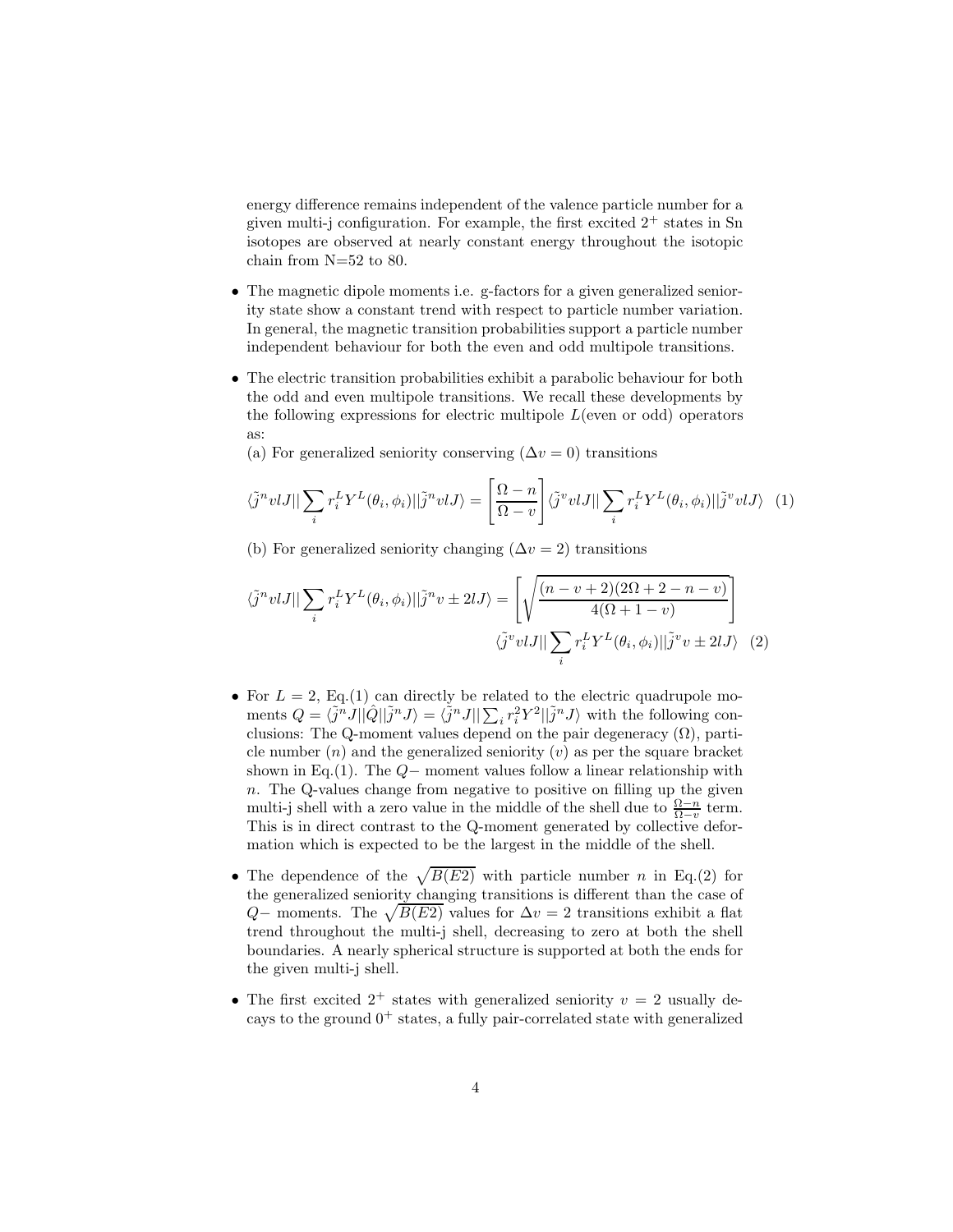energy difference remains independent of the valence particle number for a given multi-j configuration. For example, the first excited $2^+$ states in Sn isotopes are observed at nearly constant energy throughout the isotopic chain from N=52 to 80.

- The magnetic dipole moments i.e. g-factors for a given generalized seniority state show a constant trend with respect to particle number variation. In general, the magnetic transition probabilities support a particle number independent behaviour for both the even and odd multipole transitions.

- The electric transition probabilities exhibit a parabolic behaviour for both the odd and even multipole transitions. We recall these developments by the following expressions for electric multipole $L$(even or odd) operators as:

  (a) For generalized seniority conserving ($\Delta v = 0$) transitions

$$\langle \tilde{j}^n vlJ || \sum_i r_i^L Y^L(\theta_i, \phi_i) || \tilde{j}^n vlJ \rangle = \left[ \frac{\Omega - n}{\Omega - v} \right] \langle \tilde{j}^v vlJ || \sum_i r_i^L Y^L(\theta_i, \phi_i) || \tilde{j}^v vlJ \rangle \quad (1)$$

  (b) For generalized seniority changing ($\Delta v = 2$) transitions

$$\langle \tilde{j}^n vlJ || \sum_i r_i^L Y^L(\theta_i, \phi_i) || \tilde{j}^n v \pm 2lJ \rangle = \left[ \sqrt{\frac{(n - v + 2)(2\Omega + 2 - n - v)}{4(\Omega + 1 - v)}} \right] \langle \tilde{j}^v vlJ || \sum_i r_i^L Y^L(\theta_i, \phi_i) || \tilde{j}^v v \pm 2lJ \rangle \quad (2)$$

- For $L = 2$, Eq.(1) can directly be related to the electric quadrupole moments $Q = \langle \tilde{j}^n J || \hat{Q} || \tilde{j}^n J \rangle = \langle \tilde{j}^n J || \sum_i r_i^2 Y^2 || \tilde{j}^n J \rangle$ with the following conclusions: The Q-moment values depend on the pair degeneracy ($\Omega$), particle number ($n$) and the generalized seniority ($v$) as per the square bracket shown in Eq.(1). The $Q-$ moment values follow a linear relationship with $n$. The Q-values change from negative to positive on filling up the given multi-j shell with a zero value in the middle of the shell due to $\frac{\Omega - n}{\Omega - v}$ term. This is in direct contrast to the Q-moment generated by collective deformation which is expected to be the largest in the middle of the shell.

- The dependence of the $\sqrt{B(E2)}$ with particle number $n$ in Eq.(2) for the generalized seniority changing transitions is different than the case of $Q-$ moments. The $\sqrt{B(E2)}$ values for $\Delta v = 2$ transitions exhibit a flat trend throughout the multi-j shell, decreasing to zero at both the shell boundaries. A nearly spherical structure is supported at both the ends for the given multi-j shell.

- The first excited $2^+$ states with generalized seniority $v = 2$ usually decays to the ground $0^+$ states, a fully pair-correlated state with generalized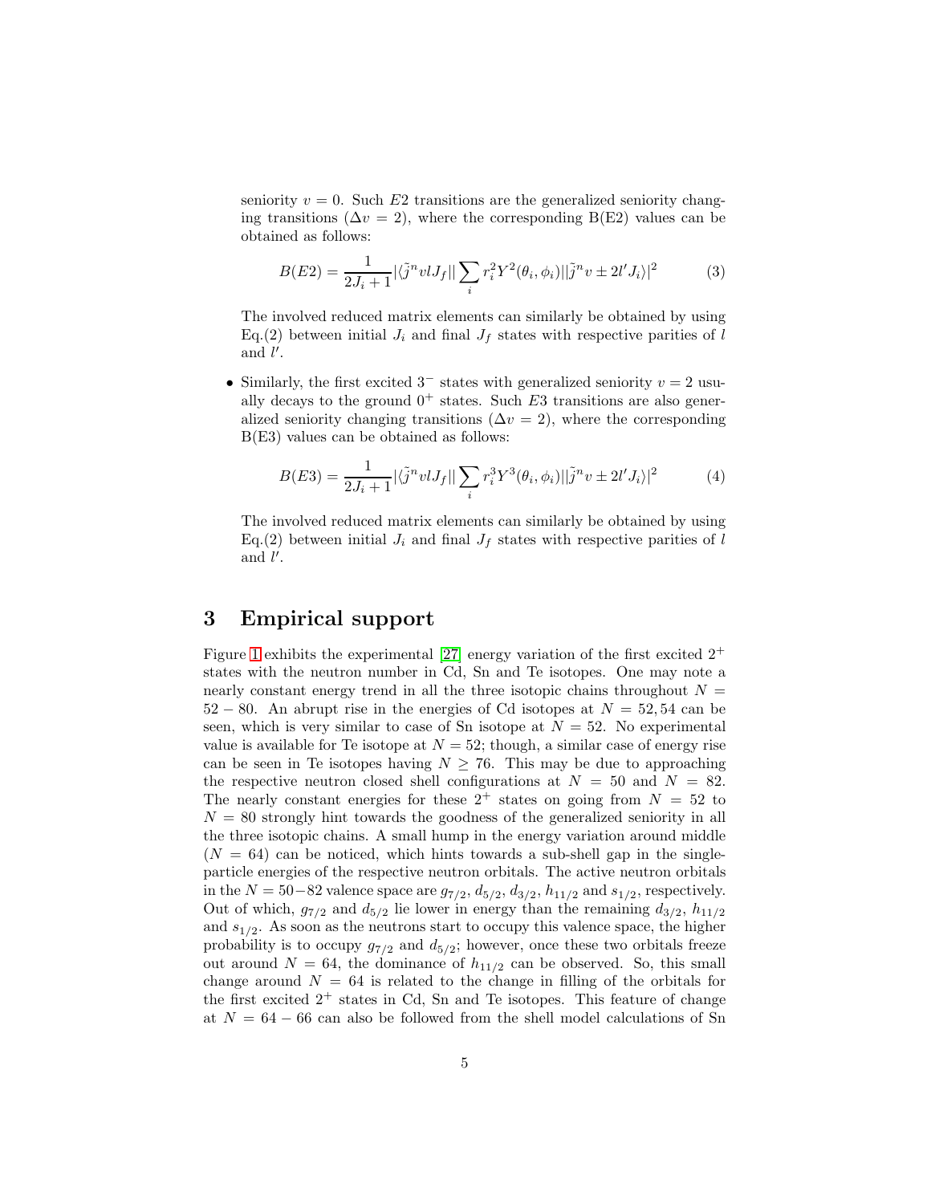seniority $v = 0$. Such $E2$ transitions are the generalized seniority changing transitions ($\Delta v = 2$), where the corresponding B(E2) values can be obtained as follows:

$$B(E2) = \frac{1}{2J_i+1} |\langle \tilde{j}^n v l J_f || \sum_i r_i^2 Y^2(\theta_i, \phi_i) || \tilde{j}^n v \pm 2 l' J_i \rangle|^2 \tag{3}$$

The involved reduced matrix elements can similarly be obtained by using Eq.(2) between initial $J_i$ and final $J_f$ states with respective parities of $l$ and $l'$.

- Similarly, the first excited $3^-$ states with generalized seniority $v = 2$ usually decays to the ground $0^+$ states. Such $E3$ transitions are also generalized seniority changing transitions ($\Delta v = 2$), where the corresponding B(E3) values can be obtained as follows:

$$B(E3) = \frac{1}{2J_i+1} |\langle \tilde{j}^n v l J_f || \sum_i r_i^3 Y^3(\theta_i, \phi_i) || \tilde{j}^n v \pm 2 l' J_i \rangle|^2 \tag{4}$$

The involved reduced matrix elements can similarly be obtained by using Eq.(2) between initial $J_i$ and final $J_f$ states with respective parities of $l$ and $l'$.

## 3 Empirical support

Figure 1 exhibits the experimental [27] energy variation of the first excited $2^+$ states with the neutron number in Cd, Sn and Te isotopes. One may note a nearly constant energy trend in all the three isotopic chains throughout $N = 52 - 80$. An abrupt rise in the energies of Cd isotopes at $N = 52, 54$ can be seen, which is very similar to case of Sn isotope at $N = 52$. No experimental value is available for Te isotope at $N = 52$; though, a similar case of energy rise can be seen in Te isotopes having $N \geq 76$. This may be due to approaching the respective neutron closed shell configurations at $N = 50$ and $N = 82$. The nearly constant energies for these $2^+$ states on going from $N = 52$ to $N = 80$ strongly hint towards the goodness of the generalized seniority in all the three isotopic chains. A small hump in the energy variation around middle ($N = 64$) can be noticed, which hints towards a sub-shell gap in the single-particle energies of the respective neutron orbitals. The active neutron orbitals in the $N = 50-82$ valence space are $g_{7/2}$, $d_{5/2}$, $d_{3/2}$, $h_{11/2}$ and $s_{1/2}$, respectively. Out of which, $g_{7/2}$ and $d_{5/2}$ lie lower in energy than the remaining $d_{3/2}$, $h_{11/2}$ and $s_{1/2}$. As soon as the neutrons start to occupy this valence space, the higher probability is to occupy $g_{7/2}$ and $d_{5/2}$; however, once these two orbitals freeze out around $N = 64$, the dominance of $h_{11/2}$ can be observed. So, this small change around $N = 64$ is related to the change in filling of the orbitals for the first excited $2^+$ states in Cd, Sn and Te isotopes. This feature of change at $N = 64 - 66$ can also be followed from the shell model calculations of Sn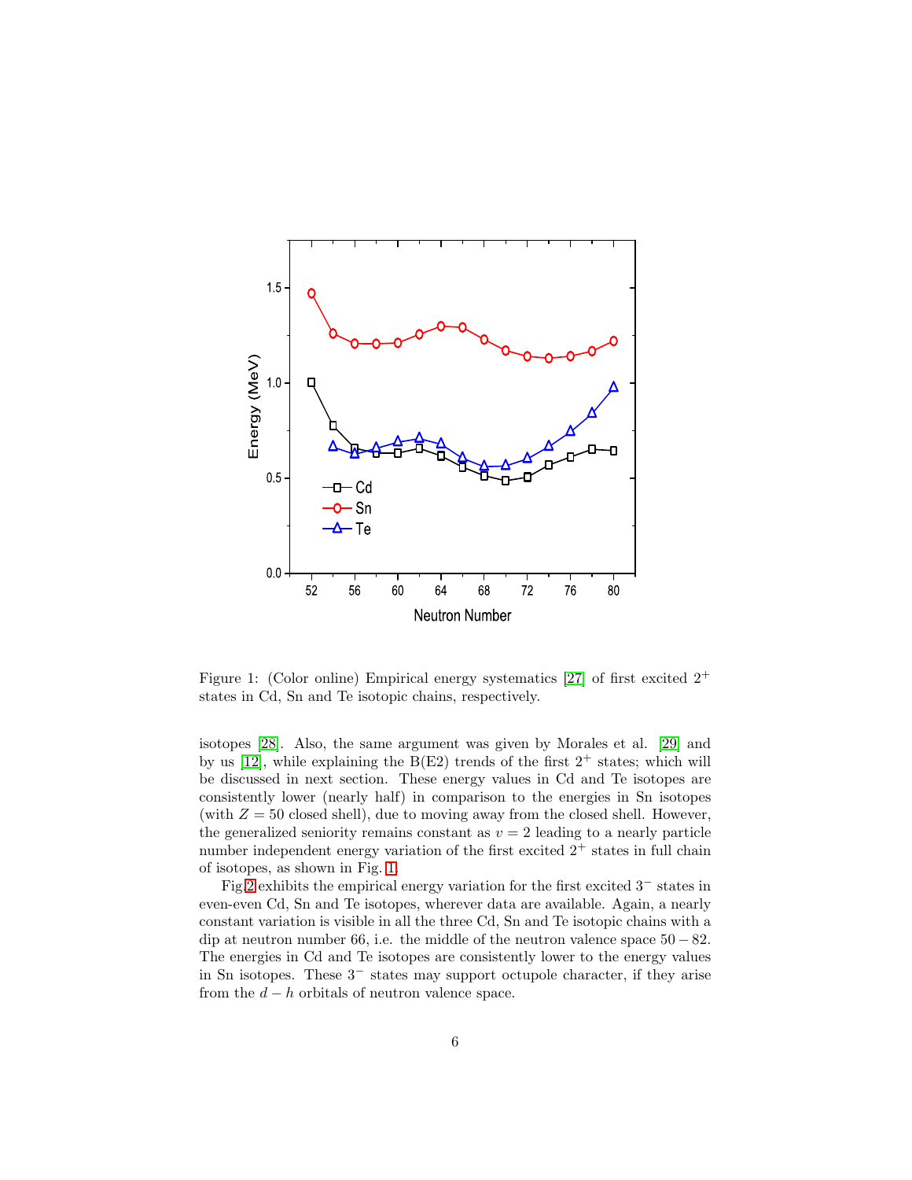Figure 1: (Color online) Empirical energy systematics [27] of first excited $2^+$ states in Cd, Sn and Te isotopic chains, respectively.

isotopes [28]. Also, the same argument was given by Morales et al. [29] and by us [12], while explaining the B(E2) trends of the first $2^+$ states; which will be discussed in next section. These energy values in Cd and Te isotopes are consistently lower (nearly half) in comparison to the energies in Sn isotopes (with $Z = 50$ closed shell), due to moving away from the closed shell. However, the generalized seniority remains constant as $v = 2$ leading to a nearly particle number independent energy variation of the first excited $2^+$ states in full chain of isotopes, as shown in Fig. 1.

Fig.2 exhibits the empirical energy variation for the first excited $3^-$ states in even-even Cd, Sn and Te isotopes, wherever data are available. Again, a nearly constant variation is visible in all the three Cd, Sn and Te isotopic chains with a dip at neutron number 66, i.e. the middle of the neutron valence space $50 - 82$. The energies in Cd and Te isotopes are consistently lower to the energy values in Sn isotopes. These $3^-$ states may support octupole character, if they arise from the $d - h$ orbitals of neutron valence space.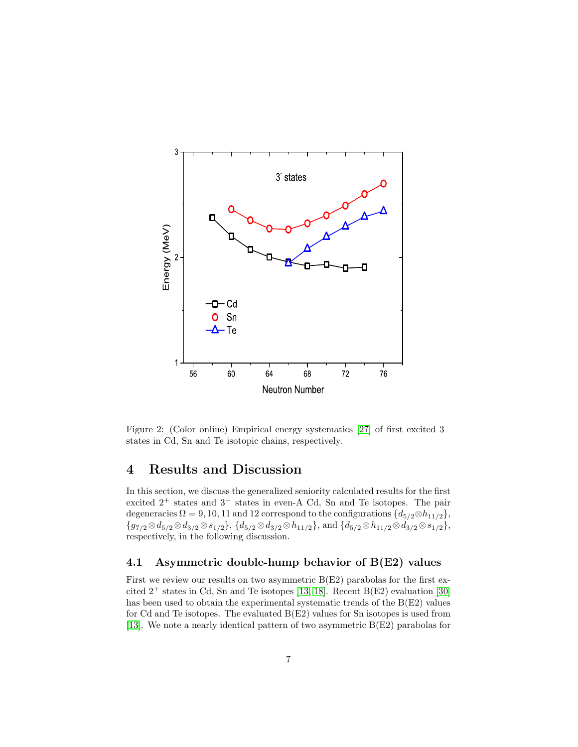Figure 2: (Color online) Empirical energy systematics [27] of first excited $3^-$ states in Cd, Sn and Te isotopic chains, respectively.

# 4 Results and Discussion

In this section, we discuss the generalized seniority calculated results for the first excited $2^+$ states and $3^-$ states in even-A Cd, Sn and Te isotopes. The pair degeneracies $\Omega = 9, 10, 11$ and $12$ correspond to the configurations $\{d_{5/2} \otimes h_{11/2}\}$, $\{g_{7/2} \otimes d_{5/2} \otimes d_{3/2} \otimes s_{1/2}\}$, $\{d_{5/2} \otimes d_{3/2} \otimes h_{11/2}\}$, and $\{d_{5/2} \otimes h_{11/2} \otimes d_{3/2} \otimes s_{1/2}\}$, respectively, in the following discussion.

## 4.1 Asymmetric double-hump behavior of B(E2) values

First we review our results on two asymmetric B(E2) parabolas for the first excited $2^+$ states in Cd, Sn and Te isotopes [13, 18]. Recent B(E2) evaluation [30] has been used to obtain the experimental systematic trends of the B(E2) values for Cd and Te isotopes. The evaluated B(E2) values for Sn isotopes is used from [13]. We note a nearly identical pattern of two asymmetric B(E2) parabolas for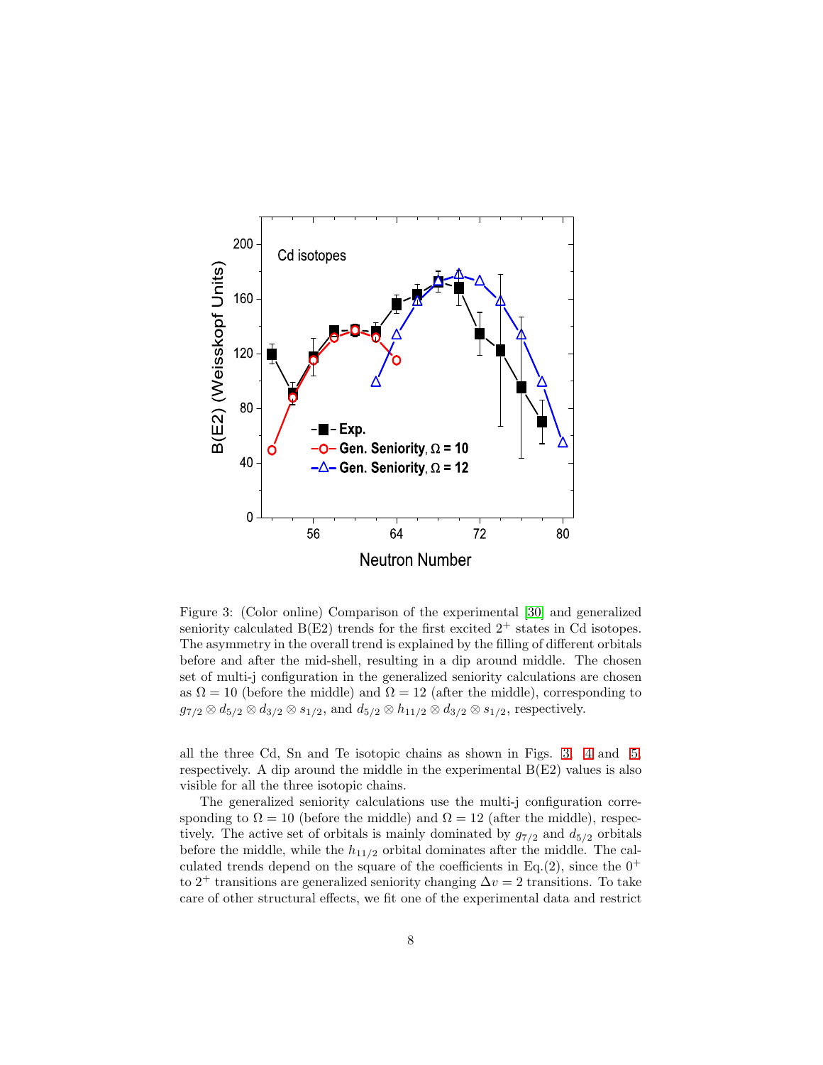Figure 3: (Color online) Comparison of the experimental [30] and generalized seniority calculated B(E2) trends for the first excited $2^+$ states in Cd isotopes. The asymmetry in the overall trend is explained by the filling of different orbitals before and after the mid-shell, resulting in a dip around middle. The chosen set of multi-j configuration in the generalized seniority calculations are chosen as $\Omega = 10$ (before the middle) and $\Omega = 12$ (after the middle), corresponding to $g_{7/2} \otimes d_{5/2} \otimes d_{3/2} \otimes s_{1/2}$, and $d_{5/2} \otimes h_{11/2} \otimes d_{3/2} \otimes s_{1/2}$, respectively.

all the three Cd, Sn and Te isotopic chains as shown in Figs. 3, 4 and 5, respectively. A dip around the middle in the experimental B(E2) values is also visible for all the three isotopic chains.

The generalized seniority calculations use the multi-j configuration corresponding to $\Omega = 10$ (before the middle) and $\Omega = 12$ (after the middle), respectively. The active set of orbitals is mainly dominated by $g_{7/2}$ and $d_{5/2}$ orbitals before the middle, while the $h_{11/2}$ orbital dominates after the middle. The calculated trends depend on the square of the coefficients in Eq.(2), since the $0^+$ to $2^+$ transitions are generalized seniority changing $\Delta v = 2$ transitions. To take care of other structural effects, we fit one of the experimental data and restrict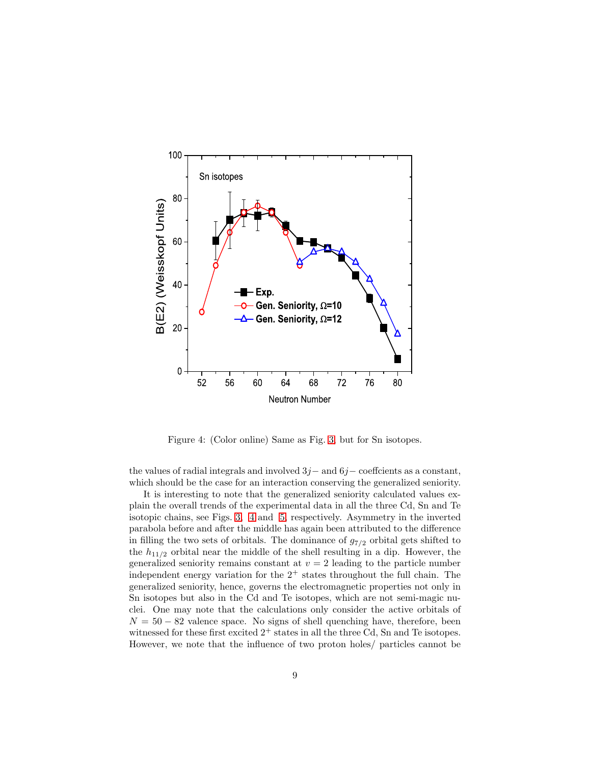Figure 4: (Color online) Same as Fig. 3, but for Sn isotopes.

the values of radial integrals and involved $3j-$ and $6j-$ coeffcients as a constant, which should be the case for an interaction conserving the generalized seniority.

It is interesting to note that the generalized seniority calculated values explain the overall trends of the experimental data in all the three Cd, Sn and Te isotopic chains, see Figs. 3, 4 and 5, respectively. Asymmetry in the inverted parabola before and after the middle has again been attributed to the difference in filling the two sets of orbitals. The dominance of $g_{7/2}$ orbital gets shifted to the $h_{11/2}$ orbital near the middle of the shell resulting in a dip. However, the generalized seniority remains constant at $v = 2$ leading to the particle number independent energy variation for the $2^+$ states throughout the full chain. The generalized seniority, hence, governs the electromagnetic properties not only in Sn isotopes but also in the Cd and Te isotopes, which are not semi-magic nuclei. One may note that the calculations only consider the active orbitals of $N = 50 - 82$ valence space. No signs of shell quenching have, therefore, been witnessed for these first excited $2^+$ states in all the three Cd, Sn and Te isotopes. However, we note that the influence of two proton holes/ particles cannot be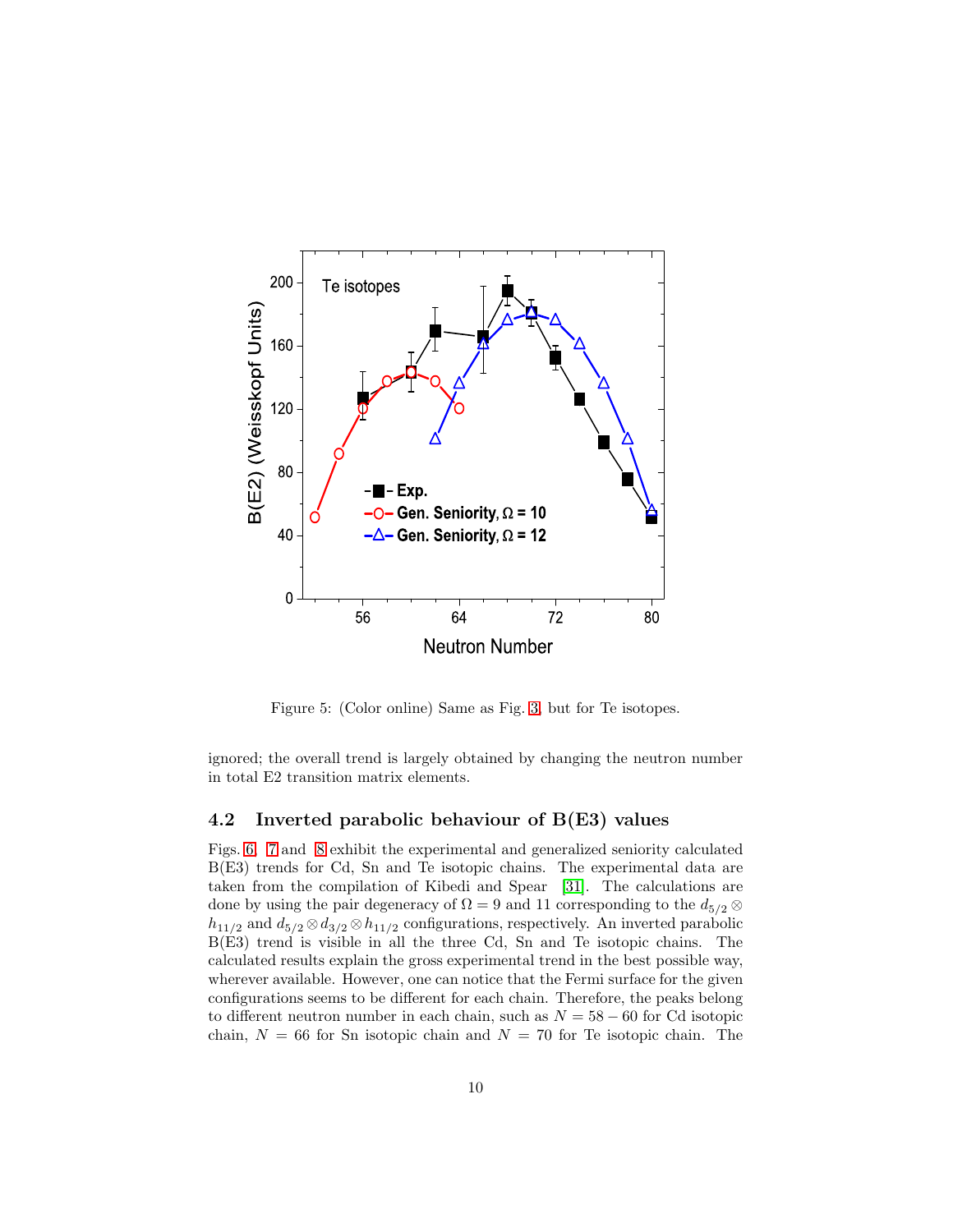Figure 5: (Color online) Same as Fig. 3, but for Te isotopes.

ignored; the overall trend is largely obtained by changing the neutron number in total E2 transition matrix elements.

### 4.2 Inverted parabolic behaviour of B(E3) values

Figs. 6, 7 and 8 exhibit the experimental and generalized seniority calculated B(E3) trends for Cd, Sn and Te isotopic chains. The experimental data are taken from the compilation of Kibedi and Spear [31]. The calculations are done by using the pair degeneracy of $\Omega = 9$ and 11 corresponding to the $d_{5/2} \otimes h_{11/2}$ and $d_{5/2} \otimes d_{3/2} \otimes h_{11/2}$ configurations, respectively. An inverted parabolic B(E3) trend is visible in all the three Cd, Sn and Te isotopic chains. The calculated results explain the gross experimental trend in the best possible way, wherever available. However, one can notice that the Fermi surface for the given configurations seems to be different for each chain. Therefore, the peaks belong to different neutron number in each chain, such as $N = 58 - 60$ for Cd isotopic chain, $N = 66$ for Sn isotopic chain and $N = 70$ for Te isotopic chain. The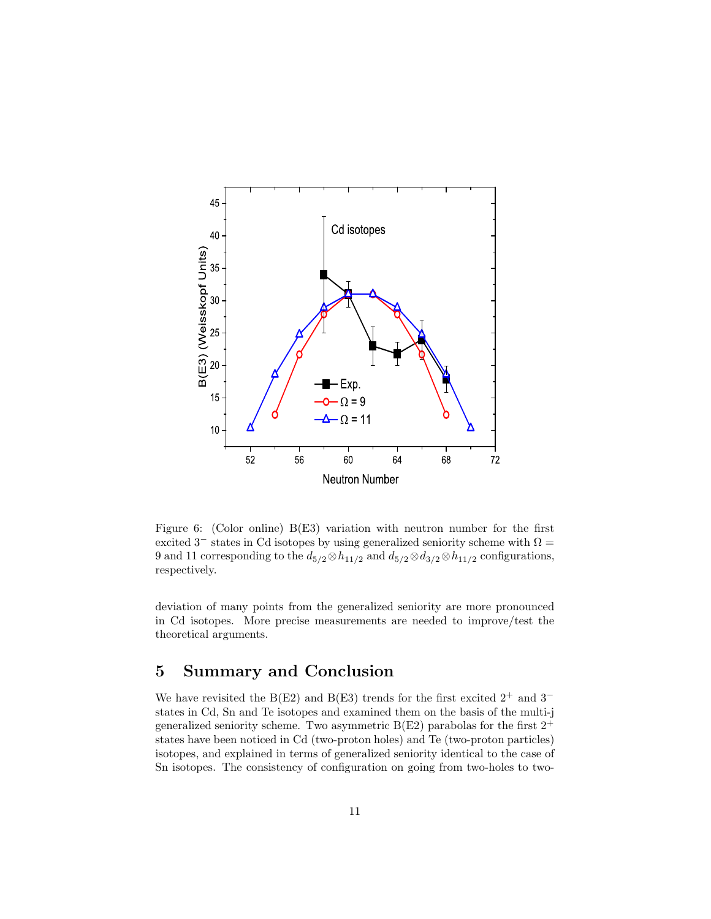Figure 6: (Color online) B(E3) variation with neutron number for the first excited $3^-$ states in Cd isotopes by using generalized seniority scheme with $\Omega = 9$ and 11 corresponding to the $d_{5/2} \otimes h_{11/2}$ and $d_{5/2} \otimes d_{3/2} \otimes h_{11/2}$ configurations, respectively.

deviation of many points from the generalized seniority are more pronounced in Cd isotopes. More precise measurements are needed to improve/test the theoretical arguments.

## 5 Summary and Conclusion

We have revisited the B(E2) and B(E3) trends for the first excited $2^+$ and $3^-$ states in Cd, Sn and Te isotopes and examined them on the basis of the multi-j generalized seniority scheme. Two asymmetric B(E2) parabolas for the first $2^+$ states have been noticed in Cd (two-proton holes) and Te (two-proton particles) isotopes, and explained in terms of generalized seniority identical to the case of Sn isotopes. The consistency of configuration on going from two-holes to two-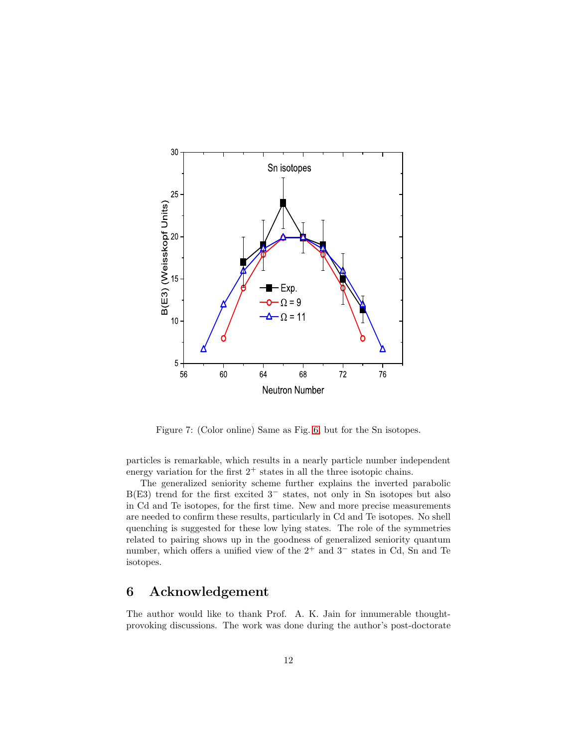Figure 7: (Color online) Same as Fig. 6, but for the Sn isotopes.

particles is remarkable, which results in a nearly particle number independent energy variation for the first $2^+$ states in all the three isotopic chains.

The generalized seniority scheme further explains the inverted parabolic B(E3) trend for the first excited $3^-$ states, not only in Sn isotopes but also in Cd and Te isotopes, for the first time. New and more precise measurements are needed to confirm these results, particularly in Cd and Te isotopes. No shell quenching is suggested for these low lying states. The role of the symmetries related to pairing shows up in the goodness of generalized seniority quantum number, which offers a unified view of the $2^+$ and $3^-$ states in Cd, Sn and Te isotopes.

## 6 Acknowledgement

The author would like to thank Prof. A. K. Jain for innumerable thought-provoking discussions. The work was done during the author's post-doctorate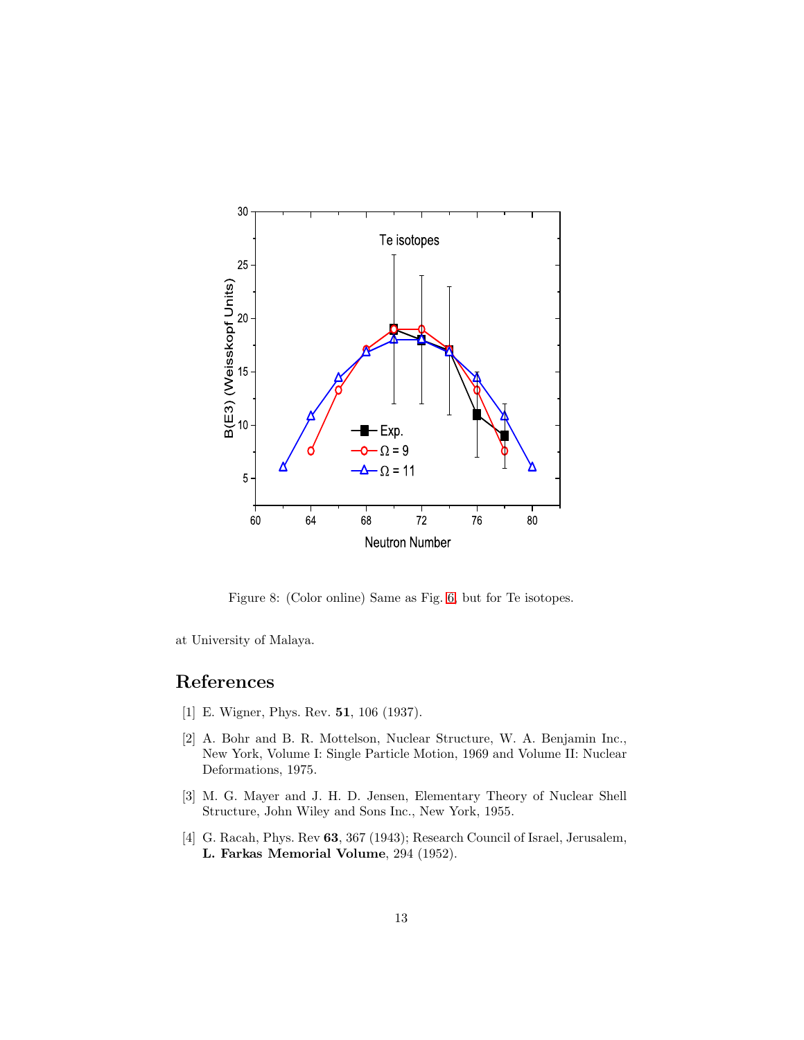Figure 8: (Color online) Same as Fig. 6, but for Te isotopes.

at University of Malaya.

## References

[1] E. Wigner, Phys. Rev. **51**, 106 (1937).

[2] A. Bohr and B. R. Mottelson, Nuclear Structure, W. A. Benjamin Inc., New York, Volume I: Single Particle Motion, 1969 and Volume II: Nuclear Deformations, 1975.

[3] M. G. Mayer and J. H. D. Jensen, Elementary Theory of Nuclear Shell Structure, John Wiley and Sons Inc., New York, 1955.

[4] G. Racah, Phys. Rev **63**, 367 (1943); Research Council of Israel, Jerusalem, **L. Farkas Memorial Volume**, 294 (1952).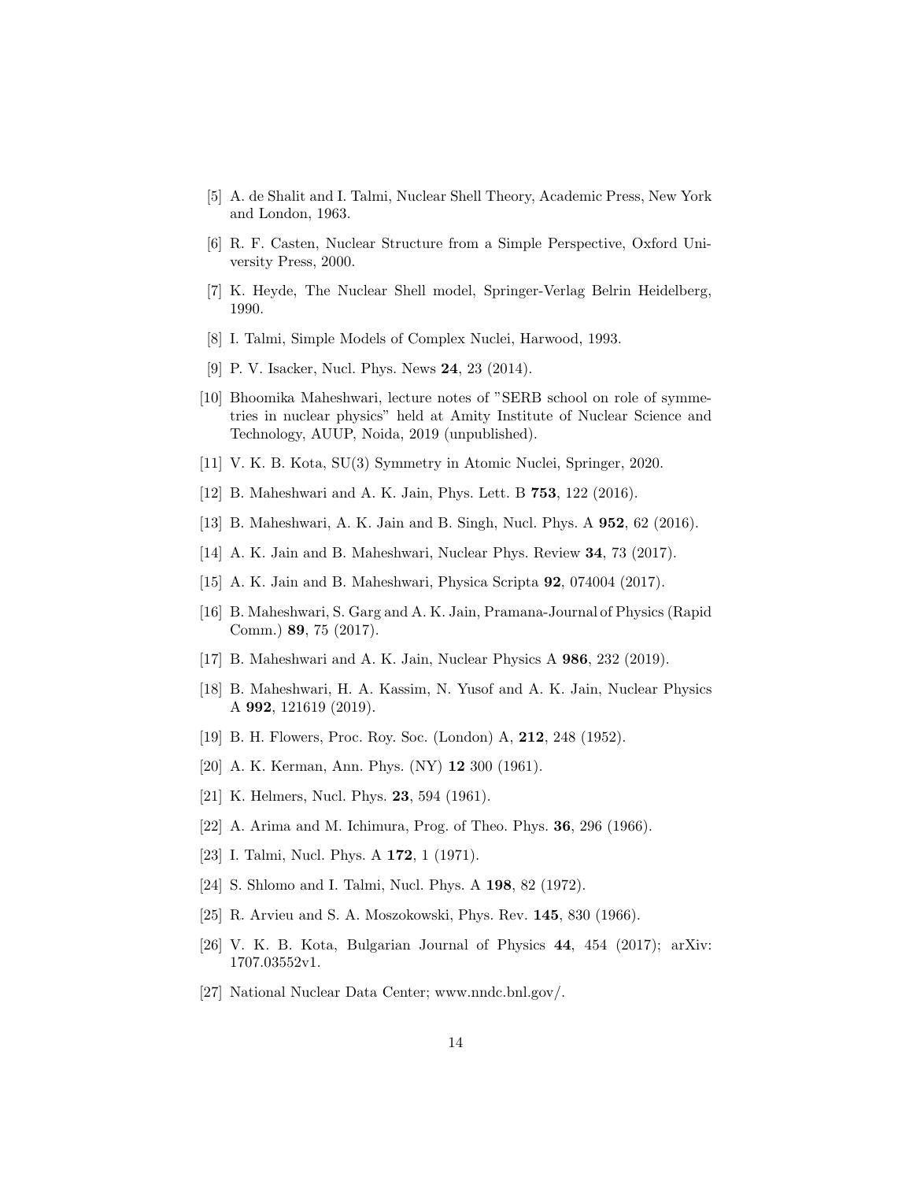[5] A. de Shalit and I. Talmi, Nuclear Shell Theory, Academic Press, New York and London, 1963.

[6] R. F. Casten, Nuclear Structure from a Simple Perspective, Oxford University Press, 2000.

[7] K. Heyde, The Nuclear Shell model, Springer-Verlag Belrin Heidelberg, 1990.

[8] I. Talmi, Simple Models of Complex Nuclei, Harwood, 1993.

[9] P. V. Isacker, Nucl. Phys. News **24**, 23 (2014).

[10] Bhoomika Maheshwari, lecture notes of "SERB school on role of symmetries in nuclear physics" held at Amity Institute of Nuclear Science and Technology, AUUP, Noida, 2019 (unpublished).

[11] V. K. B. Kota, SU(3) Symmetry in Atomic Nuclei, Springer, 2020.

[12] B. Maheshwari and A. K. Jain, Phys. Lett. B **753**, 122 (2016).

[13] B. Maheshwari, A. K. Jain and B. Singh, Nucl. Phys. A **952**, 62 (2016).

[14] A. K. Jain and B. Maheshwari, Nuclear Phys. Review **34**, 73 (2017).

[15] A. K. Jain and B. Maheshwari, Physica Scripta **92**, 074004 (2017).

[16] B. Maheshwari, S. Garg and A. K. Jain, Pramana-Journal of Physics (Rapid Comm.) **89**, 75 (2017).

[17] B. Maheshwari and A. K. Jain, Nuclear Physics A **986**, 232 (2019).

[18] B. Maheshwari, H. A. Kassim, N. Yusof and A. K. Jain, Nuclear Physics A **992**, 121619 (2019).

[19] B. H. Flowers, Proc. Roy. Soc. (London) A, **212**, 248 (1952).

[20] A. K. Kerman, Ann. Phys. (NY) **12** 300 (1961).

[21] K. Helmers, Nucl. Phys. **23**, 594 (1961).

[22] A. Arima and M. Ichimura, Prog. of Theo. Phys. **36**, 296 (1966).

[23] I. Talmi, Nucl. Phys. A **172**, 1 (1971).

[24] S. Shlomo and I. Talmi, Nucl. Phys. A **198**, 82 (1972).

[25] R. Arvieu and S. A. Moszokowski, Phys. Rev. **145**, 830 (1966).

[26] V. K. B. Kota, Bulgarian Journal of Physics **44**, 454 (2017); arXiv: 1707.03552v1.

[27] National Nuclear Data Center; www.nndc.bnl.gov/.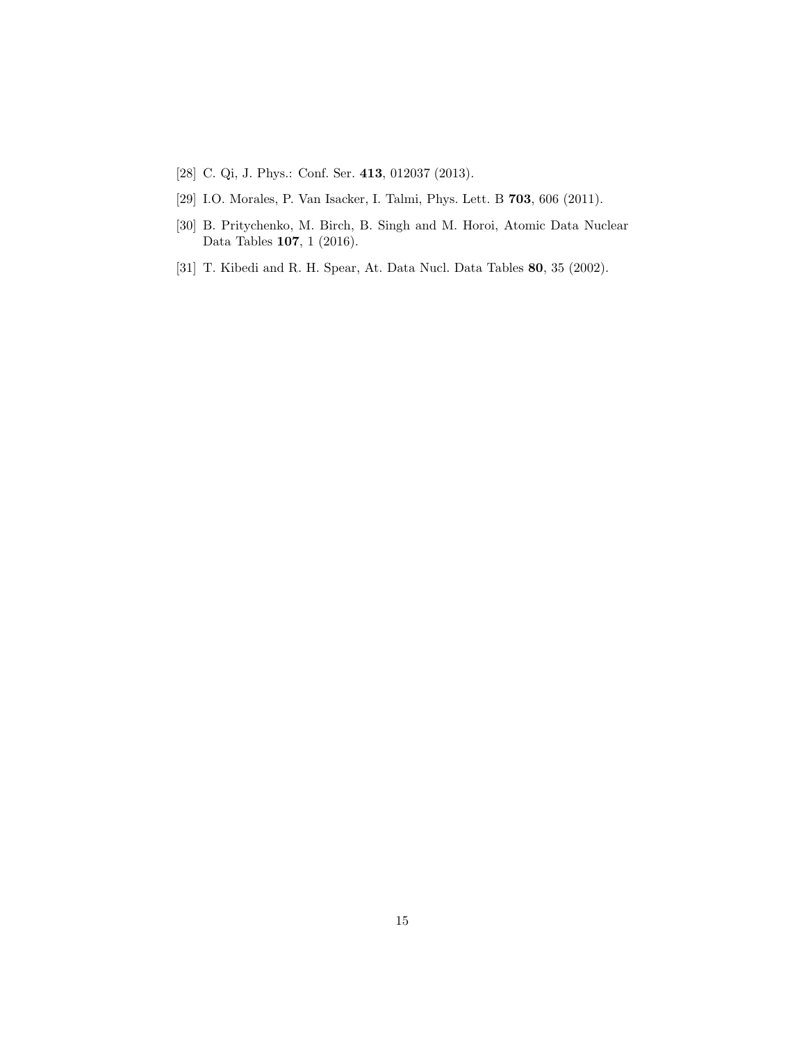[28] C. Qi, J. Phys.: Conf. Ser. **413**, 012037 (2013).

[29] I.O. Morales, P. Van Isacker, I. Talmi, Phys. Lett. B **703**, 606 (2011).

[30] B. Pritychenko, M. Birch, B. Singh and M. Horoi, Atomic Data Nuclear Data Tables **107**, 1 (2016).

[31] T. Kibedi and R. H. Spear, At. Data Nucl. Data Tables **80**, 35 (2002).